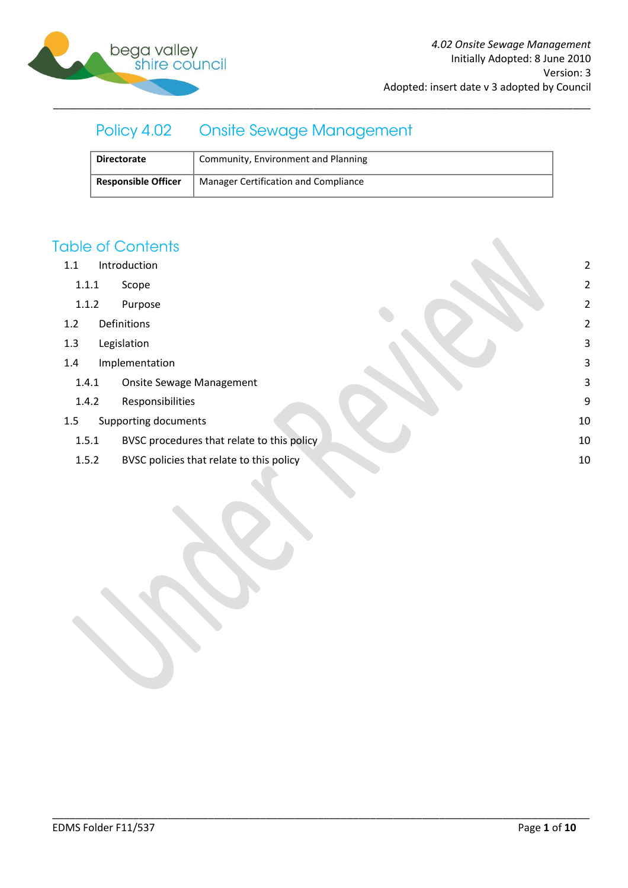# Policy 4.02 Onsite Sewage Management

| Directorate | Community, Environment and Planning |
|---|---|
| Responsible Officer | Manager Certification and Compliance |

## Table of Contents

- 1.1 Introduction — 2
  - 1.1.1 Scope — 2
  - 1.1.2 Purpose — 2
- 1.2 Definitions — 2
- 1.3 Legislation — 3
- 1.4 Implementation — 3
  - 1.4.1 Onsite Sewage Management — 3
  - 1.4.2 Responsibilities — 9
- 1.5 Supporting documents — 10
  - 1.5.1 BVSC procedures that relate to this policy — 10
  - 1.5.2 BVSC policies that relate to this policy — 10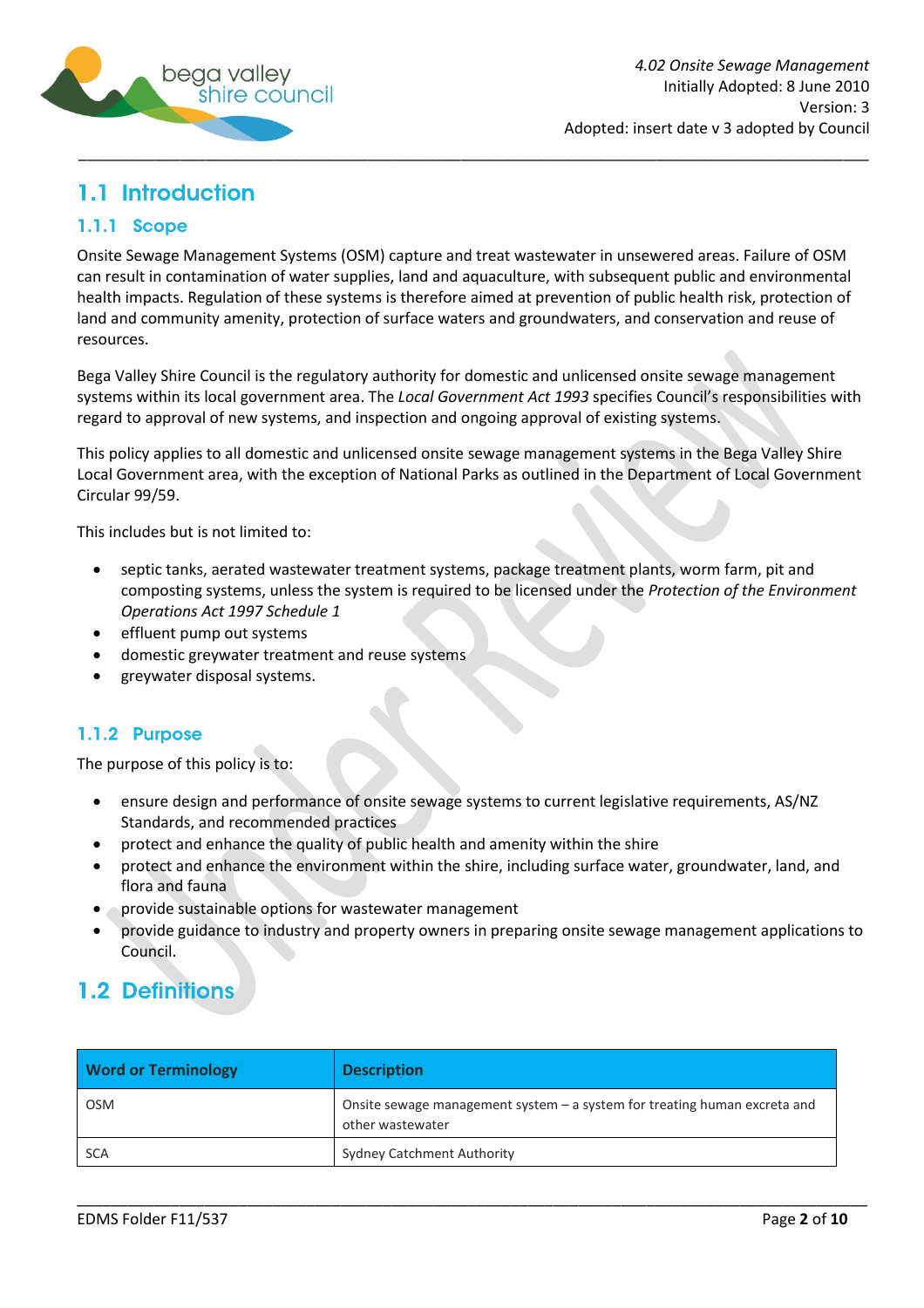## 1.1 Introduction

### 1.1.1 Scope

Onsite Sewage Management Systems (OSM) capture and treat wastewater in unsewered areas. Failure of OSM can result in contamination of water supplies, land and aquaculture, with subsequent public and environmental health impacts. Regulation of these systems is therefore aimed at prevention of public health risk, protection of land and community amenity, protection of surface waters and groundwaters, and conservation and reuse of resources.

Bega Valley Shire Council is the regulatory authority for domestic and unlicensed onsite sewage management systems within its local government area. The *Local Government Act 1993* specifies Council's responsibilities with regard to approval of new systems, and inspection and ongoing approval of existing systems.

This policy applies to all domestic and unlicensed onsite sewage management systems in the Bega Valley Shire Local Government area, with the exception of National Parks as outlined in the Department of Local Government Circular 99/59.

This includes but is not limited to:

- septic tanks, aerated wastewater treatment systems, package treatment plants, worm farm, pit and composting systems, unless the system is required to be licensed under the *Protection of the Environment Operations Act 1997 Schedule 1*
- effluent pump out systems
- domestic greywater treatment and reuse systems
- greywater disposal systems.

### 1.1.2 Purpose

The purpose of this policy is to:

- ensure design and performance of onsite sewage systems to current legislative requirements, AS/NZ Standards, and recommended practices
- protect and enhance the quality of public health and amenity within the shire
- protect and enhance the environment within the shire, including surface water, groundwater, land, and flora and fauna
- provide sustainable options for wastewater management
- provide guidance to industry and property owners in preparing onsite sewage management applications to Council.

## 1.2 Definitions

| Word or Terminology | Description |
| --- | --- |
| OSM | Onsite sewage management system – a system for treating human excreta and other wastewater |
| SCA | Sydney Catchment Authority |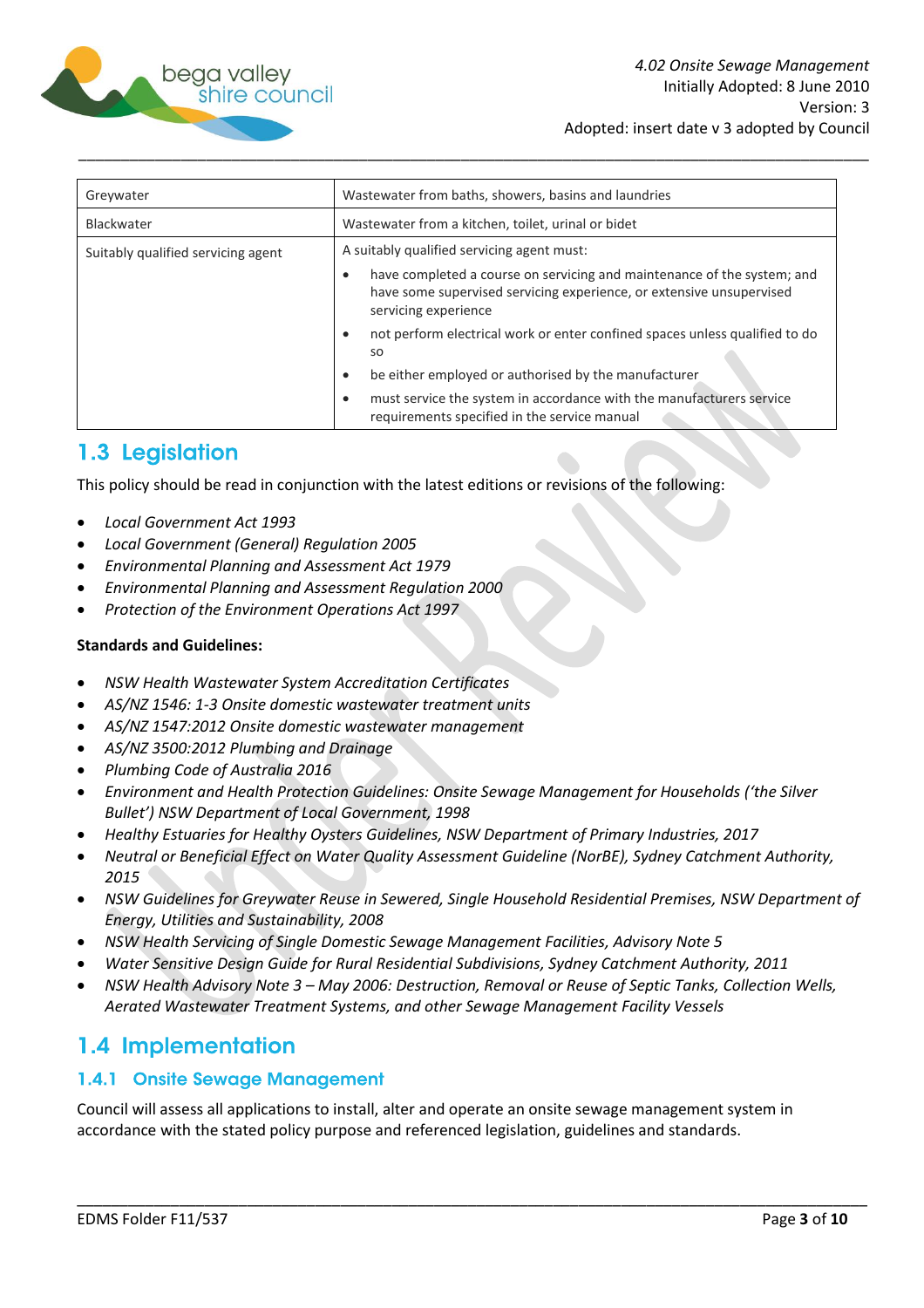| Greywater | Wastewater from baths, showers, basins and laundries |
|---|---|
| Blackwater | Wastewater from a kitchen, toilet, urinal or bidet |
| Suitably qualified servicing agent | A suitably qualified servicing agent must:<br>• have completed a course on servicing and maintenance of the system; and have some supervised servicing experience, or extensive unsupervised servicing experience<br>• not perform electrical work or enter confined spaces unless qualified to do so<br>• be either employed or authorised by the manufacturer<br>• must service the system in accordance with the manufacturers service requirements specified in the service manual |

## 1.3 Legislation

This policy should be read in conjunction with the latest editions or revisions of the following:

- *Local Government Act 1993*
- *Local Government (General) Regulation 2005*
- *Environmental Planning and Assessment Act 1979*
- *Environmental Planning and Assessment Regulation 2000*
- *Protection of the Environment Operations Act 1997*

**Standards and Guidelines:**

- *NSW Health Wastewater System Accreditation Certificates*
- *AS/NZ 1546: 1-3 Onsite domestic wastewater treatment units*
- *AS/NZ 1547:2012 Onsite domestic wastewater management*
- *AS/NZ 3500:2012 Plumbing and Drainage*
- *Plumbing Code of Australia 2016*
- *Environment and Health Protection Guidelines: Onsite Sewage Management for Households ('the Silver Bullet') NSW Department of Local Government, 1998*
- *Healthy Estuaries for Healthy Oysters Guidelines, NSW Department of Primary Industries, 2017*
- *Neutral or Beneficial Effect on Water Quality Assessment Guideline (NorBE), Sydney Catchment Authority, 2015*
- *NSW Guidelines for Greywater Reuse in Sewered, Single Household Residential Premises, NSW Department of Energy, Utilities and Sustainability, 2008*
- *NSW Health Servicing of Single Domestic Sewage Management Facilities, Advisory Note 5*
- *Water Sensitive Design Guide for Rural Residential Subdivisions, Sydney Catchment Authority, 2011*
- *NSW Health Advisory Note 3 – May 2006: Destruction, Removal or Reuse of Septic Tanks, Collection Wells, Aerated Wastewater Treatment Systems, and other Sewage Management Facility Vessels*

## 1.4 Implementation

### 1.4.1 Onsite Sewage Management

Council will assess all applications to install, alter and operate an onsite sewage management system in accordance with the stated policy purpose and referenced legislation, guidelines and standards.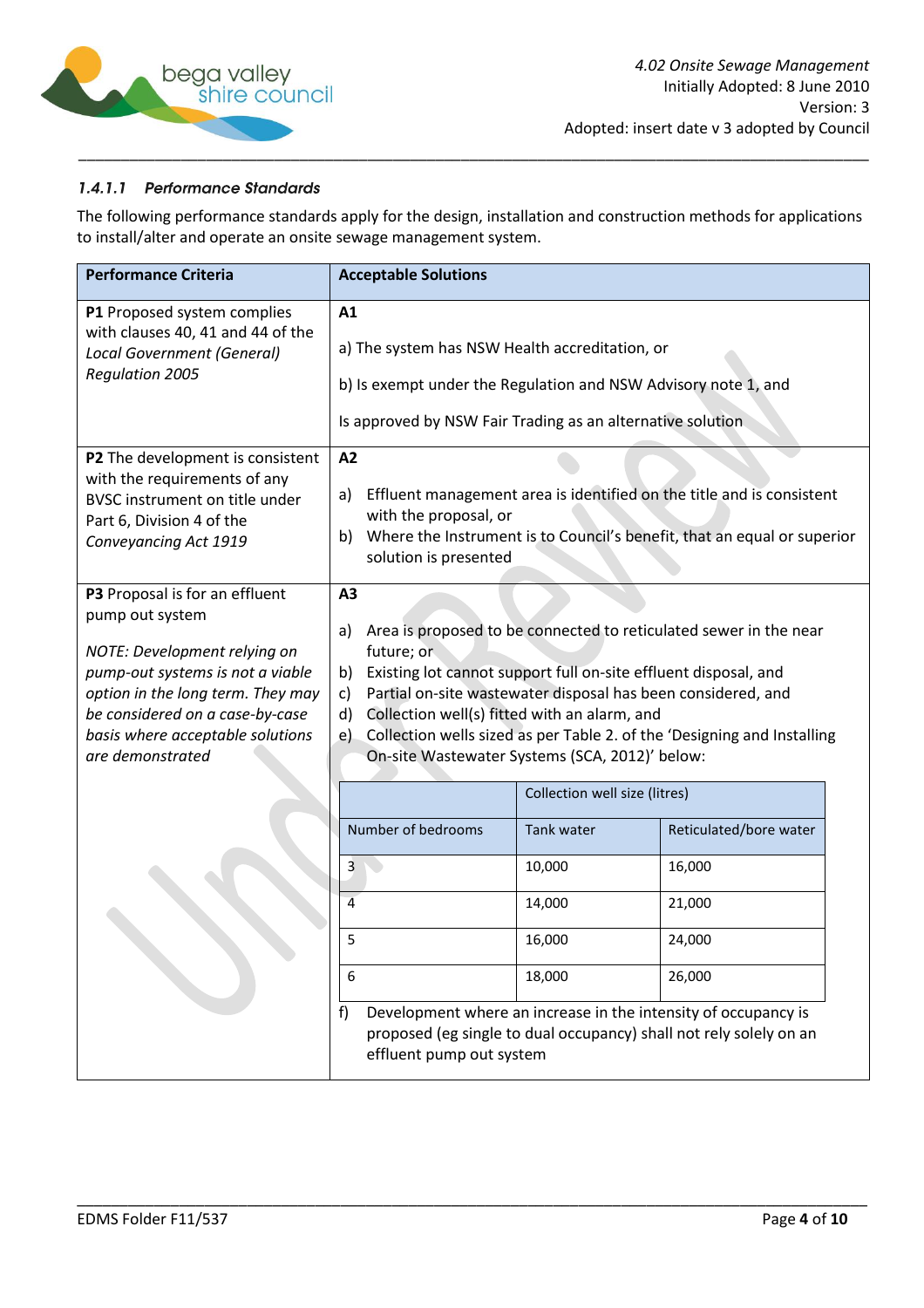#### *1.4.1.1 Performance Standards*

The following performance standards apply for the design, installation and construction methods for applications to install/alter and operate an onsite sewage management system.

| Performance Criteria | Acceptable Solutions |
|---|---|
| **P1** Proposed system complies with clauses 40, 41 and 44 of the *Local Government (General) Regulation 2005* | **A1**<br><br>a) The system has NSW Health accreditation, or<br><br>b) Is exempt under the Regulation and NSW Advisory note 1, and<br><br>Is approved by NSW Fair Trading as an alternative solution |
| **P2** The development is consistent with the requirements of any BVSC instrument on title under Part 6, Division 4 of the *Conveyancing Act 1919* | **A2**<br><br>a) Effluent management area is identified on the title and is consistent with the proposal, or<br>b) Where the Instrument is to Council's benefit, that an equal or superior solution is presented |
| **P3** Proposal is for an effluent pump out system<br><br>*NOTE: Development relying on pump-out systems is not a viable option in the long term. They may be considered on a case-by-case basis where acceptable solutions are demonstrated* | **A3**<br><br>a) Area is proposed to be connected to reticulated sewer in the near future; or<br>b) Existing lot cannot support full on-site effluent disposal, and<br>c) Partial on-site wastewater disposal has been considered, and<br>d) Collection well(s) fitted with an alarm, and<br>e) Collection wells sized as per Table 2. of the 'Designing and Installing On-site Wastewater Systems (SCA, 2012)' below:<br><br>(see table below)<br><br>f) Development where an increase in the intensity of occupancy is proposed (eg single to dual occupancy) shall not rely solely on an effluent pump out system |

| | Collection well size (litres) | |
|---|---|---|
| Number of bedrooms | Tank water | Reticulated/bore water |
| 3 | 10,000 | 16,000 |
| 4 | 14,000 | 21,000 |
| 5 | 16,000 | 24,000 |
| 6 | 18,000 | 26,000 |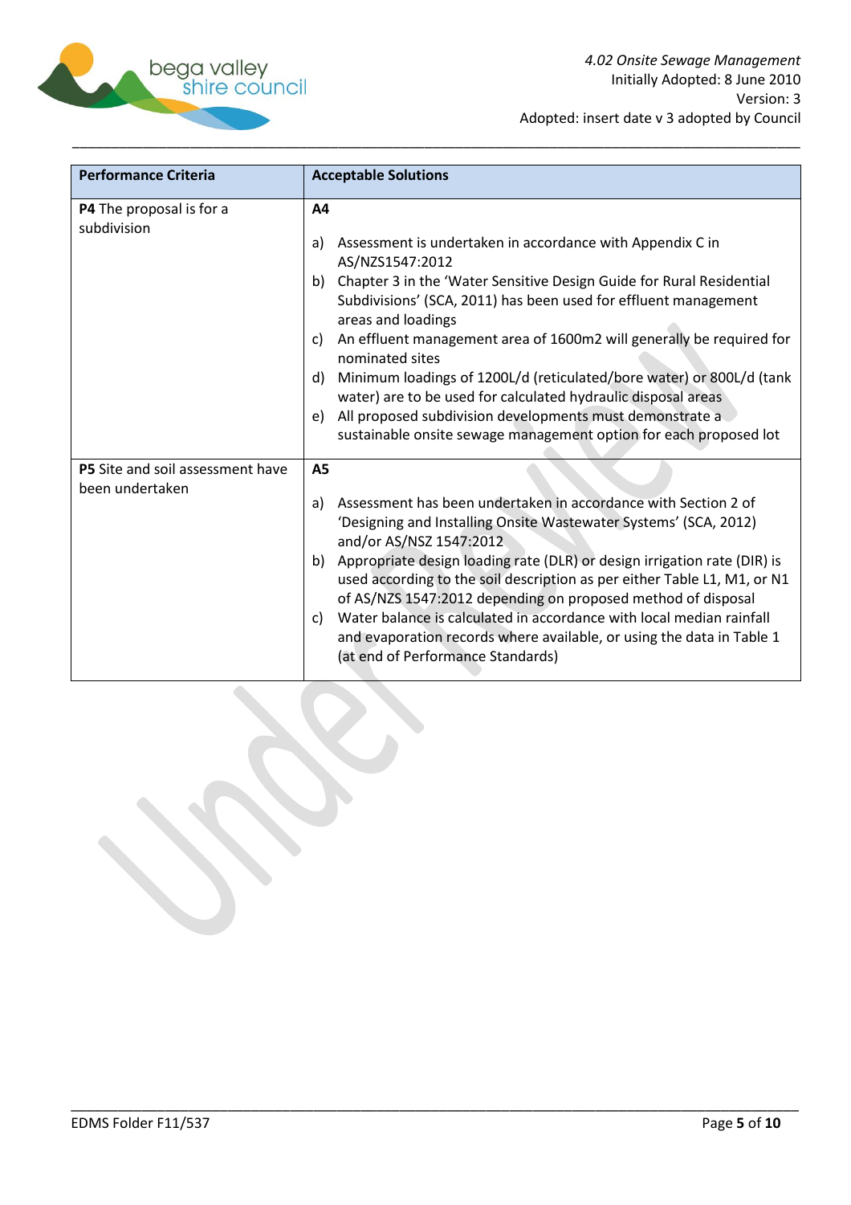| Performance Criteria | Acceptable Solutions |
|---|---|
| **P4** The proposal is for a subdivision | **A4**<br><br>a) Assessment is undertaken in accordance with Appendix C in AS/NZS1547:2012<br>b) Chapter 3 in the 'Water Sensitive Design Guide for Rural Residential Subdivisions' (SCA, 2011) has been used for effluent management areas and loadings<br>c) An effluent management area of 1600m2 will generally be required for nominated sites<br>d) Minimum loadings of 1200L/d (reticulated/bore water) or 800L/d (tank water) are to be used for calculated hydraulic disposal areas<br>e) All proposed subdivision developments must demonstrate a sustainable onsite sewage management option for each proposed lot |
| **P5** Site and soil assessment have been undertaken | **A5**<br><br>a) Assessment has been undertaken in accordance with Section 2 of 'Designing and Installing Onsite Wastewater Systems' (SCA, 2012) and/or AS/NSZ 1547:2012<br>b) Appropriate design loading rate (DLR) or design irrigation rate (DIR) is used according to the soil description as per either Table L1, M1, or N1 of AS/NZS 1547:2012 depending on proposed method of disposal<br>c) Water balance is calculated in accordance with local median rainfall and evaporation records where available, or using the data in Table 1 (at end of Performance Standards) |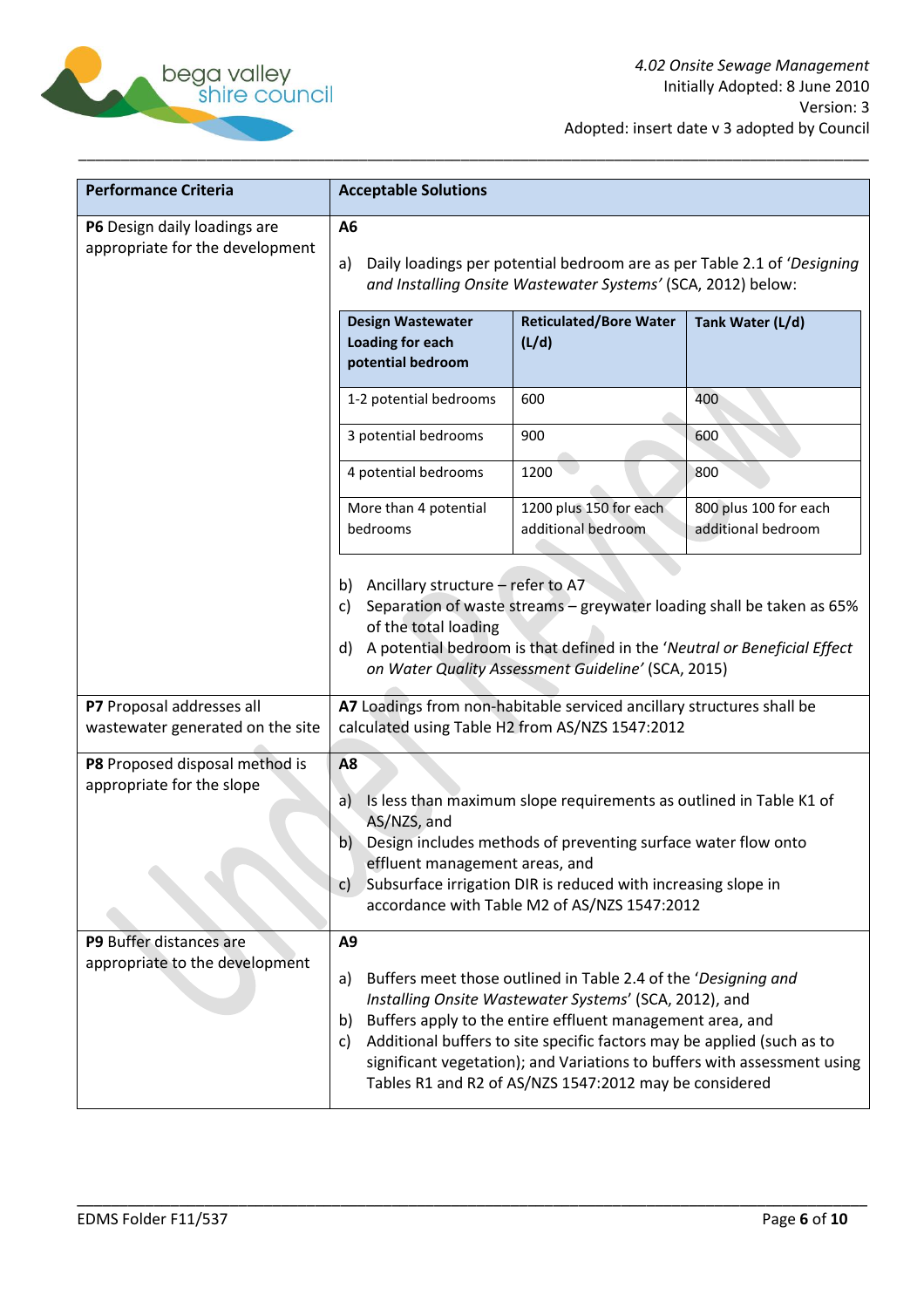| Performance Criteria | Acceptable Solutions |
|---|---|
| **P6** Design daily loadings are appropriate for the development | **A6**<br><br>a) Daily loadings per potential bedroom are as per Table 2.1 of '*Designing and Installing Onsite Wastewater Systems*' (SCA, 2012) below:<br><br>(see table below)<br><br>b) Ancillary structure – refer to A7<br>c) Separation of waste streams – greywater loading shall be taken as 65% of the total loading<br>d) A potential bedroom is that defined in the '*Neutral or Beneficial Effect on Water Quality Assessment Guideline*' (SCA, 2015) |
| **P7** Proposal addresses all wastewater generated on the site | **A7** Loadings from non-habitable serviced ancillary structures shall be calculated using Table H2 from AS/NZS 1547:2012 |
| **P8** Proposed disposal method is appropriate for the slope | **A8**<br><br>a) Is less than maximum slope requirements as outlined in Table K1 of AS/NZS, and<br>b) Design includes methods of preventing surface water flow onto effluent management areas, and<br>c) Subsurface irrigation DIR is reduced with increasing slope in accordance with Table M2 of AS/NZS 1547:2012 |
| **P9** Buffer distances are appropriate to the development | **A9**<br><br>a) Buffers meet those outlined in Table 2.4 of the '*Designing and Installing Onsite Wastewater Systems*' (SCA, 2012), and<br>b) Buffers apply to the entire effluent management area, and<br>c) Additional buffers to site specific factors may be applied (such as to significant vegetation); and Variations to buffers with assessment using Tables R1 and R2 of AS/NZS 1547:2012 may be considered |

| Design Wastewater Loading for each potential bedroom | Reticulated/Bore Water (L/d) | Tank Water (L/d) |
|---|---|---|
| 1-2 potential bedrooms | 600 | 400 |
| 3 potential bedrooms | 900 | 600 |
| 4 potential bedrooms | 1200 | 800 |
| More than 4 potential bedrooms | 1200 plus 150 for each additional bedroom | 800 plus 100 for each additional bedroom |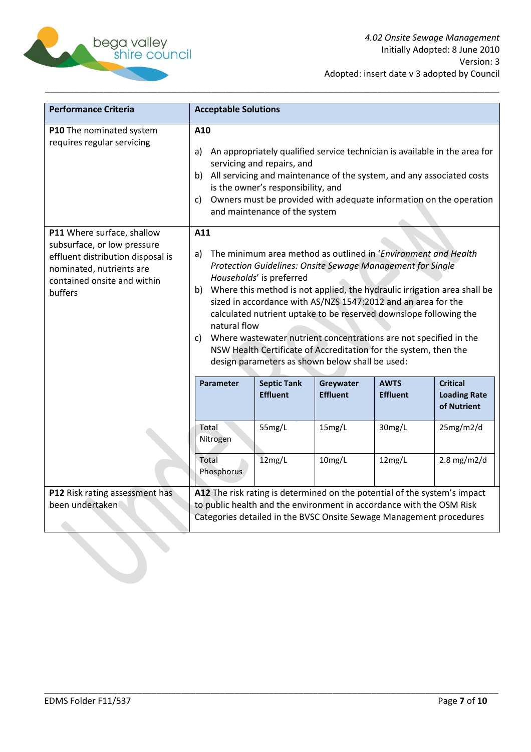| Performance Criteria | Acceptable Solutions |
|---|---|
| **P10** The nominated system requires regular servicing | **A10**<br><br>a) An appropriately qualified service technician is available in the area for servicing and repairs, and<br>b) All servicing and maintenance of the system, and any associated costs is the owner's responsibility, and<br>c) Owners must be provided with adequate information on the operation and maintenance of the system |
| **P11** Where surface, shallow subsurface, or low pressure effluent distribution disposal is nominated, nutrients are contained onsite and within buffers | **A11**<br><br>a) The minimum area method as outlined in '*Environment and Health Protection Guidelines: Onsite Sewage Management for Single Households*' is preferred<br>b) Where this method is not applied, the hydraulic irrigation area shall be sized in accordance with AS/NZS 1547:2012 and an area for the calculated nutrient uptake to be reserved downslope following the natural flow<br>c) Where wastewater nutrient concentrations are not specified in the NSW Health Certificate of Accreditation for the system, then the design parameters as shown below shall be used: |
| **P12** Risk rating assessment has been undertaken | **A12** The risk rating is determined on the potential of the system's impact to public health and the environment in accordance with the OSM Risk Categories detailed in the BVSC Onsite Sewage Management procedures |

| Parameter | Septic Tank Effluent | Greywater Effluent | AWTS Effluent | Critical Loading Rate of Nutrient |
|---|---|---|---|---|
| Total Nitrogen | 55mg/L | 15mg/L | 30mg/L | 25mg/m2/d |
| Total Phosphorus | 12mg/L | 10mg/L | 12mg/L | 2.8 mg/m2/d |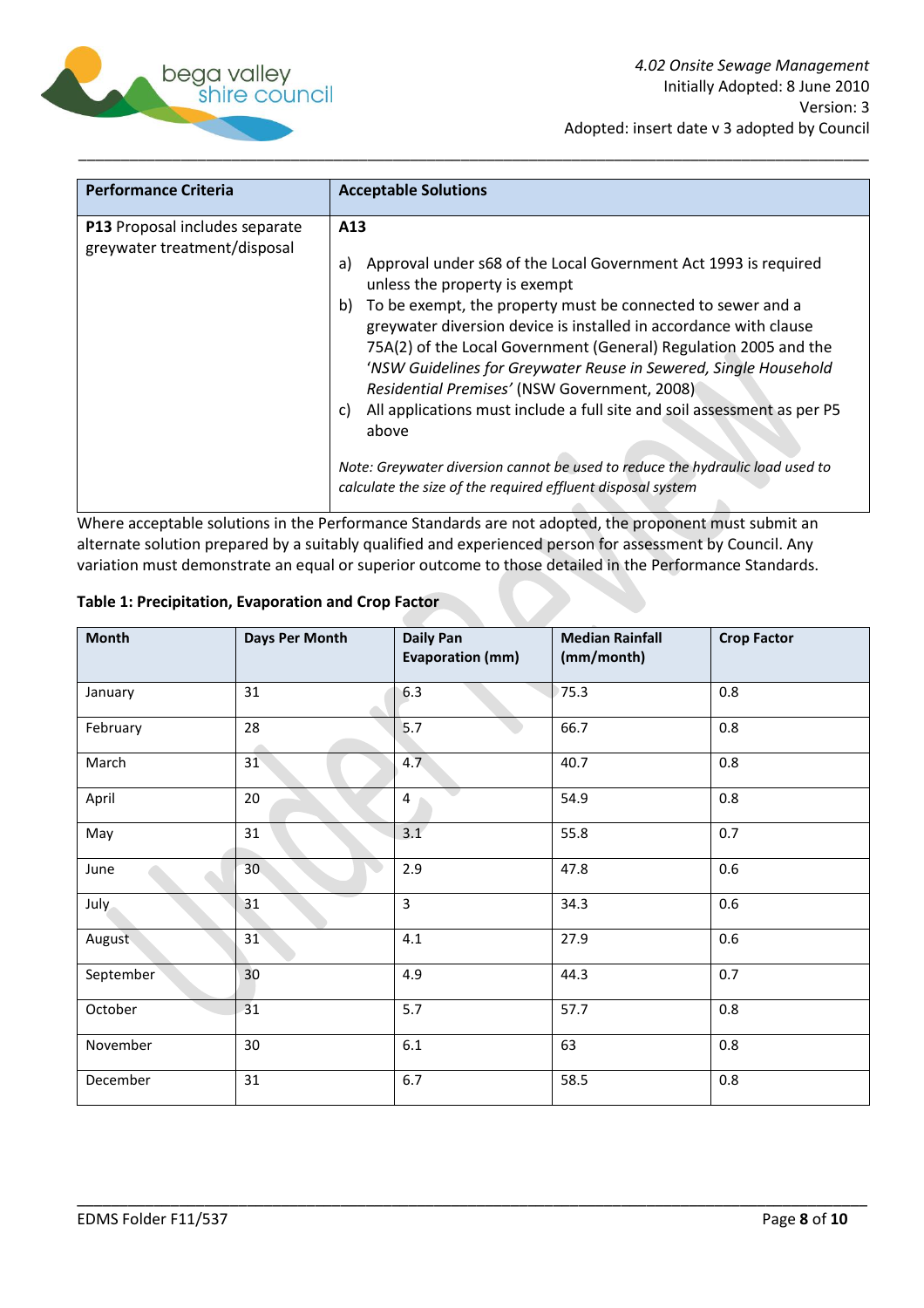| Performance Criteria | Acceptable Solutions |
| --- | --- |
| **P13** Proposal includes separate greywater treatment/disposal | **A13**<br><br>a) Approval under s68 of the Local Government Act 1993 is required unless the property is exempt<br>b) To be exempt, the property must be connected to sewer and a greywater diversion device is installed in accordance with clause 75A(2) of the Local Government (General) Regulation 2005 and the *'NSW Guidelines for Greywater Reuse in Sewered, Single Household Residential Premises'* (NSW Government, 2008)<br>c) All applications must include a full site and soil assessment as per P5 above<br><br>*Note: Greywater diversion cannot be used to reduce the hydraulic load used to calculate the size of the required effluent disposal system* |

Where acceptable solutions in the Performance Standards are not adopted, the proponent must submit an alternate solution prepared by a suitably qualified and experienced person for assessment by Council. Any variation must demonstrate an equal or superior outcome to those detailed in the Performance Standards.

**Table 1: Precipitation, Evaporation and Crop Factor**

| Month | Days Per Month | Daily Pan Evaporation (mm) | Median Rainfall (mm/month) | Crop Factor |
| --- | --- | --- | --- | --- |
| January | 31 | 6.3 | 75.3 | 0.8 |
| February | 28 | 5.7 | 66.7 | 0.8 |
| March | 31 | 4.7 | 40.7 | 0.8 |
| April | 20 | 4 | 54.9 | 0.8 |
| May | 31 | 3.1 | 55.8 | 0.7 |
| June | 30 | 2.9 | 47.8 | 0.6 |
| July | 31 | 3 | 34.3 | 0.6 |
| August | 31 | 4.1 | 27.9 | 0.6 |
| September | 30 | 4.9 | 44.3 | 0.7 |
| October | 31 | 5.7 | 57.7 | 0.8 |
| November | 30 | 6.1 | 63 | 0.8 |
| December | 31 | 6.7 | 58.5 | 0.8 |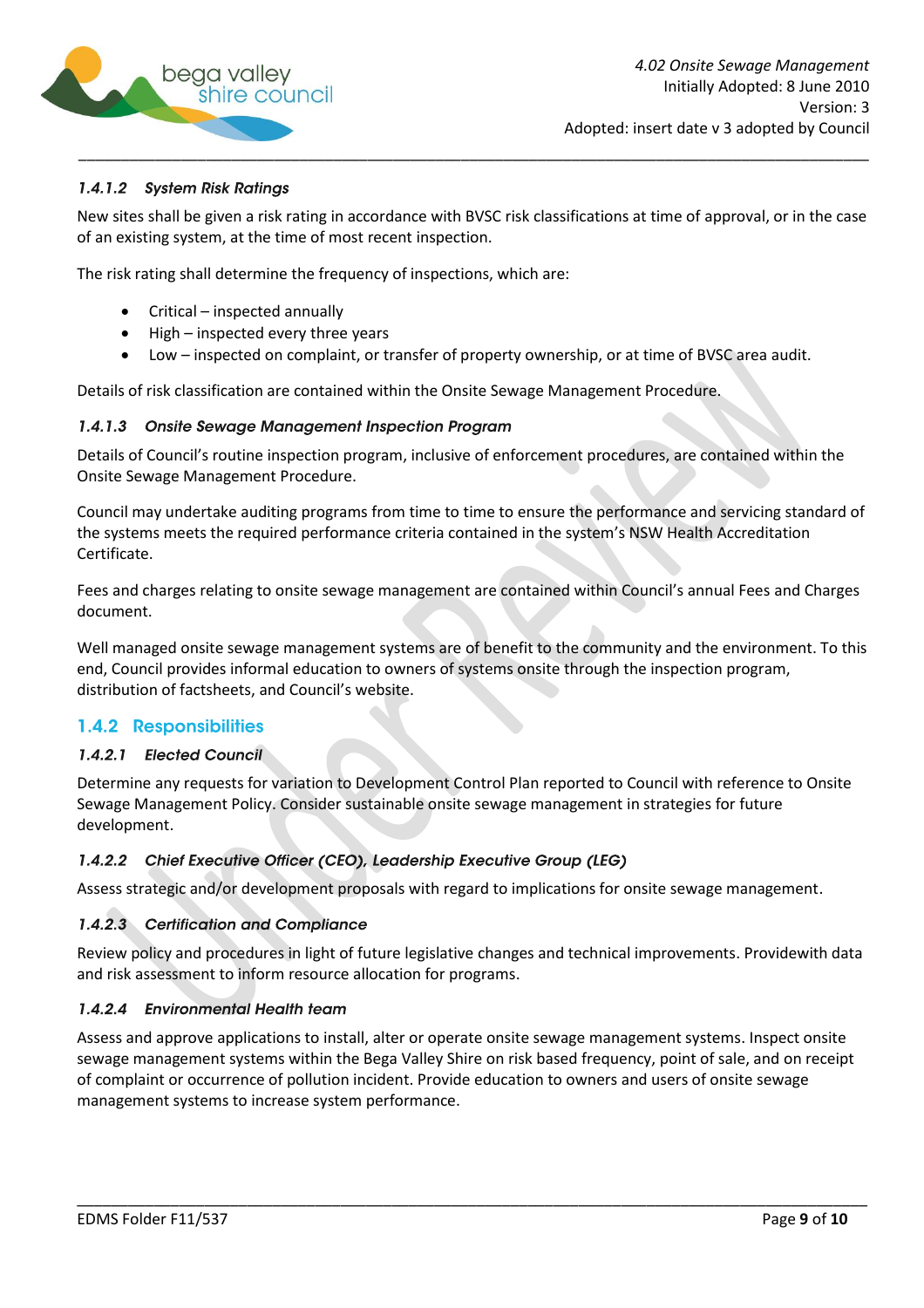#### 1.4.1.2 System Risk Ratings

New sites shall be given a risk rating in accordance with BVSC risk classifications at time of approval, or in the case of an existing system, at the time of most recent inspection.

The risk rating shall determine the frequency of inspections, which are:

- Critical – inspected annually
- High – inspected every three years
- Low – inspected on complaint, or transfer of property ownership, or at time of BVSC area audit.

Details of risk classification are contained within the Onsite Sewage Management Procedure.

#### 1.4.1.3 Onsite Sewage Management Inspection Program

Details of Council's routine inspection program, inclusive of enforcement procedures, are contained within the Onsite Sewage Management Procedure.

Council may undertake auditing programs from time to time to ensure the performance and servicing standard of the systems meets the required performance criteria contained in the system's NSW Health Accreditation Certificate.

Fees and charges relating to onsite sewage management are contained within Council's annual Fees and Charges document.

Well managed onsite sewage management systems are of benefit to the community and the environment. To this end, Council provides informal education to owners of systems onsite through the inspection program, distribution of factsheets, and Council's website.

### 1.4.2 Responsibilities

#### 1.4.2.1 Elected Council

Determine any requests for variation to Development Control Plan reported to Council with reference to Onsite Sewage Management Policy. Consider sustainable onsite sewage management in strategies for future development.

#### 1.4.2.2 Chief Executive Officer (CEO), Leadership Executive Group (LEG)

Assess strategic and/or development proposals with regard to implications for onsite sewage management.

#### 1.4.2.3 Certification and Compliance

Review policy and procedures in light of future legislative changes and technical improvements. Providewith data and risk assessment to inform resource allocation for programs.

#### 1.4.2.4 Environmental Health team

Assess and approve applications to install, alter or operate onsite sewage management systems. Inspect onsite sewage management systems within the Bega Valley Shire on risk based frequency, point of sale, and on receipt of complaint or occurrence of pollution incident. Provide education to owners and users of onsite sewage management systems to increase system performance.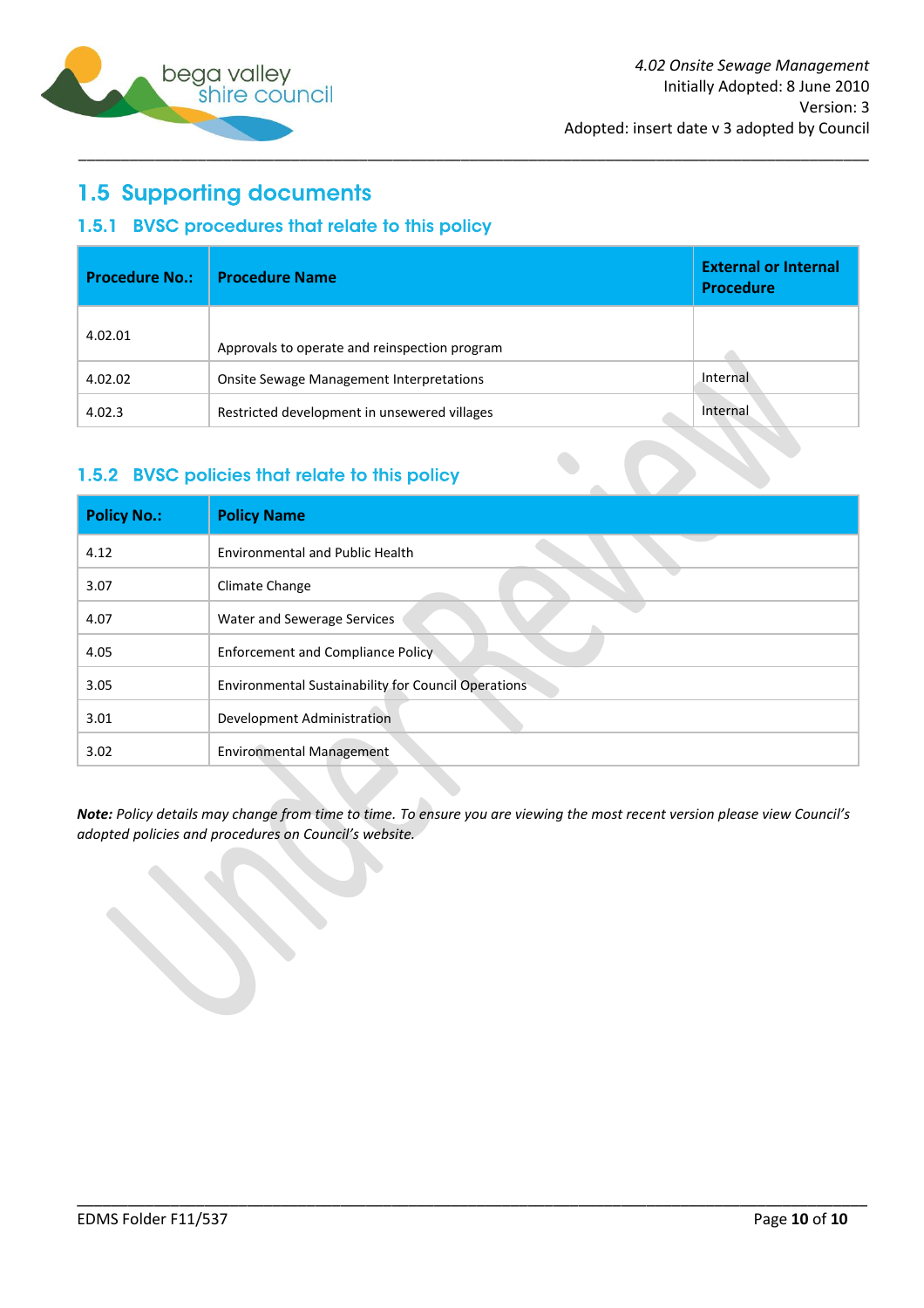## 1.5 Supporting documents

### 1.5.1 BVSC procedures that relate to this policy

| Procedure No.: | Procedure Name | External or Internal Procedure |
|---|---|---|
| 4.02.01 | Approvals to operate and reinspection program | |
| 4.02.02 | Onsite Sewage Management Interpretations | Internal |
| 4.02.3 | Restricted development in unsewered villages | Internal |

### 1.5.2 BVSC policies that relate to this policy

| Policy No.: | Policy Name |
|---|---|
| 4.12 | Environmental and Public Health |
| 3.07 | Climate Change |
| 4.07 | Water and Sewerage Services |
| 4.05 | Enforcement and Compliance Policy |
| 3.05 | Environmental Sustainability for Council Operations |
| 3.01 | Development Administration |
| 3.02 | Environmental Management |

***Note:*** *Policy details may change from time to time. To ensure you are viewing the most recent version please view Council's adopted policies and procedures on Council's website.*